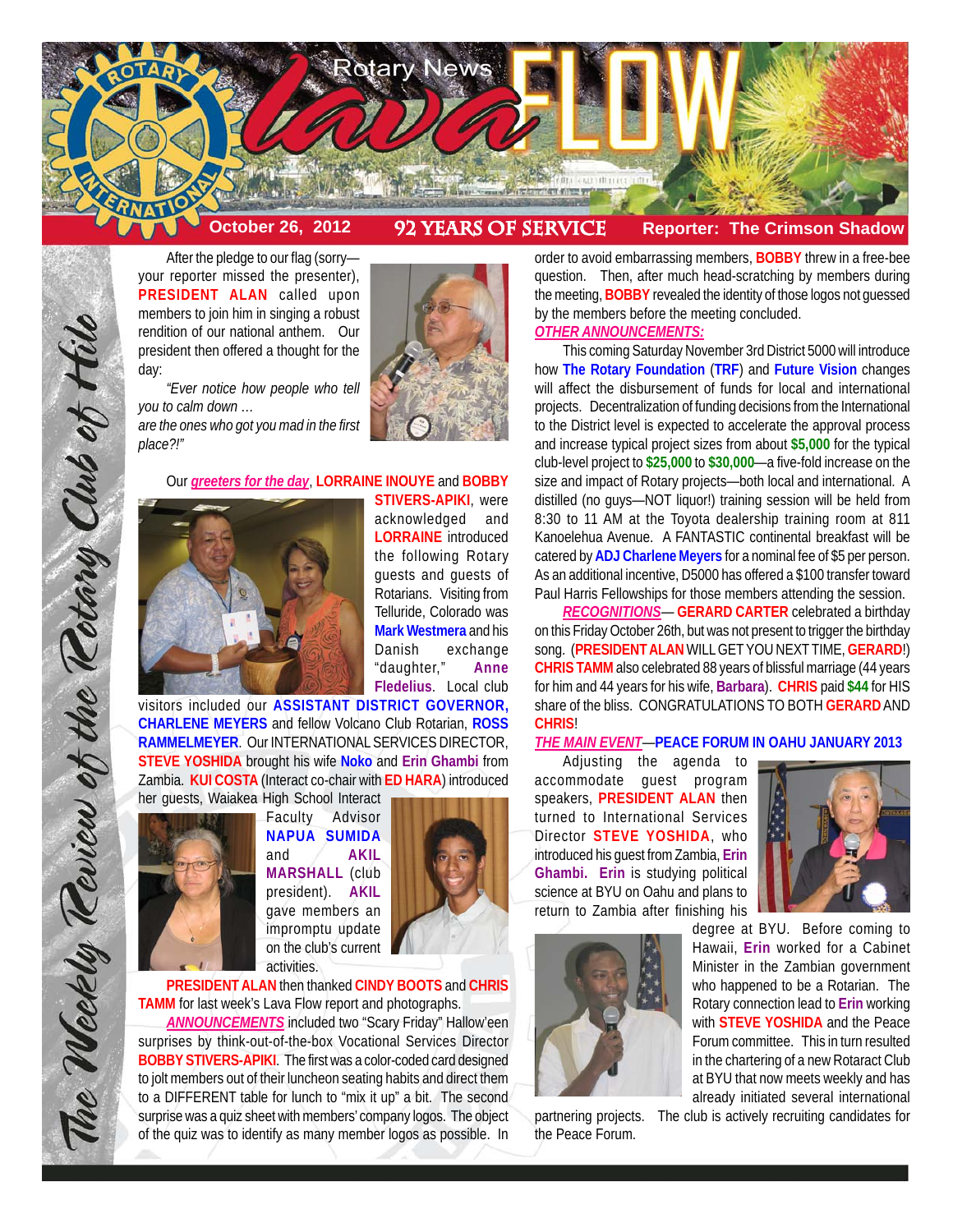# Rotary News lava FLOW

**October 26, 2012** | **92 YEARS OF SERVICE** | **Reporter: The Crimson Shadow**

*The Weekly Review of the Rotary Club of Hilo*

After the pledge to our flag (sorry—your reporter missed the presenter), **PRESIDENT ALAN** called upon members to join him in singing a robust rendition of our national anthem. Our president then offered a thought for the day:

*"Ever notice how people who tell you to calm down …*
*are the ones who got you mad in the first place?!"*

Our ***greeters for the day***, **LORRAINE INOUYE** and **BOBBY STIVERS-APIKI**, were acknowledged and **LORRAINE** introduced the following Rotary guests and guests of Rotarians. Visiting from Telluride, Colorado was **Mark Westmera** and his Danish exchange "daughter," **Anne Fledelius**. Local club visitors included our **ASSISTANT DISTRICT GOVERNOR, CHARLENE MEYERS** and fellow Volcano Club Rotarian, **ROSS RAMMELMEYER**. Our INTERNATIONAL SERVICES DIRECTOR, **STEVE YOSHIDA** brought his wife **Noko** and **Erin Ghambi** from Zambia. **KUI COSTA** (Interact co-chair with **ED HARA**) introduced her guests, Waiakea High School Interact Faculty Advisor **NAPUA SUMIDA** and **AKIL MARSHALL** (club president). **AKIL** gave members an impromptu update on the club's current activities.

**PRESIDENT ALAN** then thanked **CINDY BOOTS** and **CHRIS TAMM** for last week's Lava Flow report and photographs.

***ANNOUNCEMENTS*** included two "Scary Friday" Hallow'een surprises by think-out-of-the-box Vocational Services Director **BOBBY STIVERS-APIKI**. The first was a color-coded card designed to jolt members out of their luncheon seating habits and direct them to a DIFFERENT table for lunch to "mix it up" a bit. The second surprise was a quiz sheet with members' company logos. The object of the quiz was to identify as many member logos as possible. In order to avoid embarrassing members, **BOBBY** threw in a free-bee question. Then, after much head-scratching by members during the meeting, **BOBBY** revealed the identity of those logos not guessed by the members before the meeting concluded.

***OTHER ANNOUNCEMENTS:***

This coming Saturday November 3rd District 5000 will introduce how **The Rotary Foundation** (**TRF**) and **Future Vision** changes will affect the disbursement of funds for local and international projects. Decentralization of funding decisions from the International to the District level is expected to accelerate the approval process and increase typical project sizes from about **$5,000** for the typical club-level project to **$25,000** to **$30,000**—a five-fold increase on the size and impact of Rotary projects—both local and international. A distilled (no guys—NOT liquor!) training session will be held from 8:30 to 11 AM at the Toyota dealership training room at 811 Kanoelehua Avenue. A FANTASTIC continental breakfast will be catered by **ADJ Charlene Meyers** for a nominal fee of $5 per person. As an additional incentive, D5000 has offered a $100 transfer toward Paul Harris Fellowships for those members attending the session.

***RECOGNITIONS***— **GERARD CARTER** celebrated a birthday on this Friday October 26th, but was not present to trigger the birthday song. (**PRESIDENT ALAN** WILL GET YOU NEXT TIME, **GERARD**!) **CHRIS TAMM** also celebrated 88 years of blissful marriage (44 years for him and 44 years for his wife, **Barbara**). **CHRIS** paid **$44** for HIS share of the bliss. CONGRATULATIONS TO BOTH **GERARD** AND **CHRIS**!

***THE MAIN EVENT***—**PEACE FORUM IN OAHU JANUARY 2013**

Adjusting the agenda to accommodate guest program speakers, **PRESIDENT ALAN** then turned to International Services Director **STEVE YOSHIDA**, who introduced his guest from Zambia, **Erin Ghambi. Erin** is studying political science at BYU on Oahu and plans to return to Zambia after finishing his degree at BYU. Before coming to Hawaii, **Erin** worked for a Cabinet Minister in the Zambian government who happened to be a Rotarian. The Rotary connection lead to **Erin** working with **STEVE YOSHIDA** and the Peace Forum committee. This in turn resulted in the chartering of a new Rotaract Club at BYU that now meets weekly and has already initiated several international partnering projects. The club is actively recruiting candidates for the Peace Forum.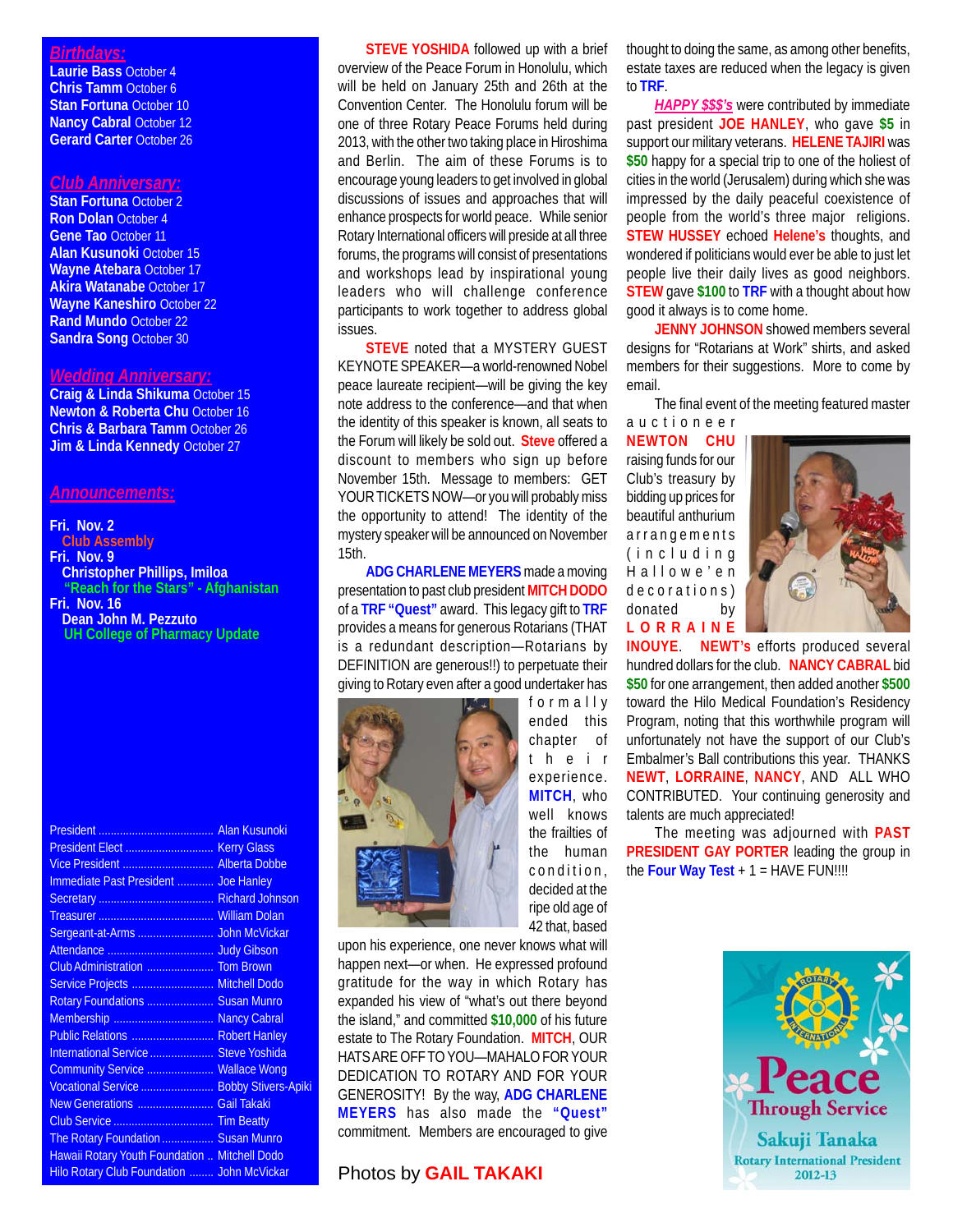## Birthdays:

**Laurie Bass** October 4
**Chris Tamm** October 6
**Stan Fortuna** October 10
**Nancy Cabral** October 12
**Gerard Carter** October 26

## Club Anniversary:

**Stan Fortuna** October 2
**Ron Dolan** October 4
**Gene Tao** October 11
**Alan Kusunoki** October 15
**Wayne Atebara** October 17
**Akira Watanabe** October 17
**Wayne Kaneshiro** October 22
**Rand Mundo** October 22
**Sandra Song** October 30

## Wedding Anniversary:

**Craig & Linda Shikuma** October 15
**Newton & Roberta Chu** October 16
**Chris & Barbara Tamm** October 26
**Jim & Linda Kennedy** October 27

## Announcements:

**Fri. Nov. 2**
**Club Assembly**
**Fri. Nov. 9**
**Christopher Phillips, Imiloa**
**"Reach for the Stars" - Afghanistan**
**Fri. Nov. 16**
**Dean John M. Pezzuto**
**UH College of Pharmacy Update**

| | |
|---|---|
| President | Alan Kusunoki |
| President Elect | Kerry Glass |
| Vice President | Alberta Dobbe |
| Immediate Past President | Joe Hanley |
| Secretary | Richard Johnson |
| Treasurer | William Dolan |
| Sergeant-at-Arms | John McVickar |
| Attendance | Judy Gibson |
| Club Administration | Tom Brown |
| Service Projects | Mitchell Dodo |
| Rotary Foundations | Susan Munro |
| Membership | Nancy Cabral |
| Public Relations | Robert Hanley |
| International Service | Steve Yoshida |
| Community Service | Wallace Wong |
| Vocational Service | Bobby Stivers-Apiki |
| New Generations | Gail Takaki |
| Club Service | Tim Beatty |
| The Rotary Foundation | Susan Munro |
| Hawaii Rotary Youth Foundation | Mitchell Dodo |
| Hilo Rotary Club Foundation | John McVickar |

**STEVE YOSHIDA** followed up with a brief overview of the Peace Forum in Honolulu, which will be held on January 25th and 26th at the Convention Center. The Honolulu forum will be one of three Rotary Peace Forums held during 2013, with the other two taking place in Hiroshima and Berlin. The aim of these Forums is to encourage young leaders to get involved in global discussions of issues and approaches that will enhance prospects for world peace. While senior Rotary International officers will preside at all three forums, the programs will consist of presentations and workshops lead by inspirational young leaders who will challenge conference participants to work together to address global issues.

**STEVE** noted that a MYSTERY GUEST KEYNOTE SPEAKER—a world-renowned Nobel peace laureate recipient—will be giving the key note address to the conference—and that when the identity of this speaker is known, all seats to the Forum will likely be sold out. **Steve** offered a discount to members who sign up before November 15th. Message to members: GET YOUR TICKETS NOW—or you will probably miss the opportunity to attend! The identity of the mystery speaker will be announced on November 15th.

**ADG CHARLENE MEYERS** made a moving presentation to past club president **MITCH DODO** of a **TRF "Quest"** award. This legacy gift to **TRF** provides a means for generous Rotarians (THAT is a redundant description—Rotarians by DEFINITION are generous!!) to perpetuate their giving to Rotary even after a good undertaker has formally ended this chapter of their experience. **MITCH**, who well knows the frailties of the human condition, decided at the ripe old age of 42 that, based upon his experience, one never knows what will happen next—or when. He expressed profound gratitude for the way in which Rotary has expanded his view of "what's out there beyond the island," and committed **$10,000** of his future estate to The Rotary Foundation. **MITCH**, OUR HATS ARE OFF TO YOU—MAHALO FOR YOUR DEDICATION TO ROTARY AND FOR YOUR GENEROSITY! By the way, **ADG CHARLENE MEYERS** has also made the **"Quest"** commitment. Members are encouraged to give thought to doing the same, as among other benefits, estate taxes are reduced when the legacy is given to **TRF**.

***HAPPY $$$'s*** were contributed by immediate past president **JOE HANLEY**, who gave **$5** in support our military veterans. **HELENE TAJIRI** was **$50** happy for a special trip to one of the holiest of cities in the world (Jerusalem) during which she was impressed by the daily peaceful coexistence of people from the world's three major religions. **STEW HUSSEY** echoed **Helene's** thoughts, and wondered if politicians would ever be able to just let people live their daily lives as good neighbors. **STEW** gave **$100** to **TRF** with a thought about how good it always is to come home.

**JENNY JOHNSON** showed members several designs for "Rotarians at Work" shirts, and asked members for their suggestions. More to come by email.

The final event of the meeting featured master auctioneer **NEWTON CHU** raising funds for our Club's treasury by bidding up prices for beautiful anthurium arrangements (including Hallowe'en decorations) donated by **LORRAINE INOUYE**. **NEWT's** efforts produced several hundred dollars for the club. **NANCY CABRAL** bid **$50** for one arrangement, then added another **$500** toward the Hilo Medical Foundation's Residency Program, noting that this worthwhile program will unfortunately not have the support of our Club's Embalmer's Ball contributions this year. THANKS **NEWT**, **LORRAINE**, **NANCY**, AND ALL WHO CONTRIBUTED. Your continuing generosity and talents are much appreciated!

The meeting was adjourned with **PAST PRESIDENT GAY PORTER** leading the group in the **Four Way Test** + 1 = HAVE FUN!!!!

Photos by **GAIL TAKAKI**

Peace Through Service
Sakuji Tanaka
Rotary International President 2012-13